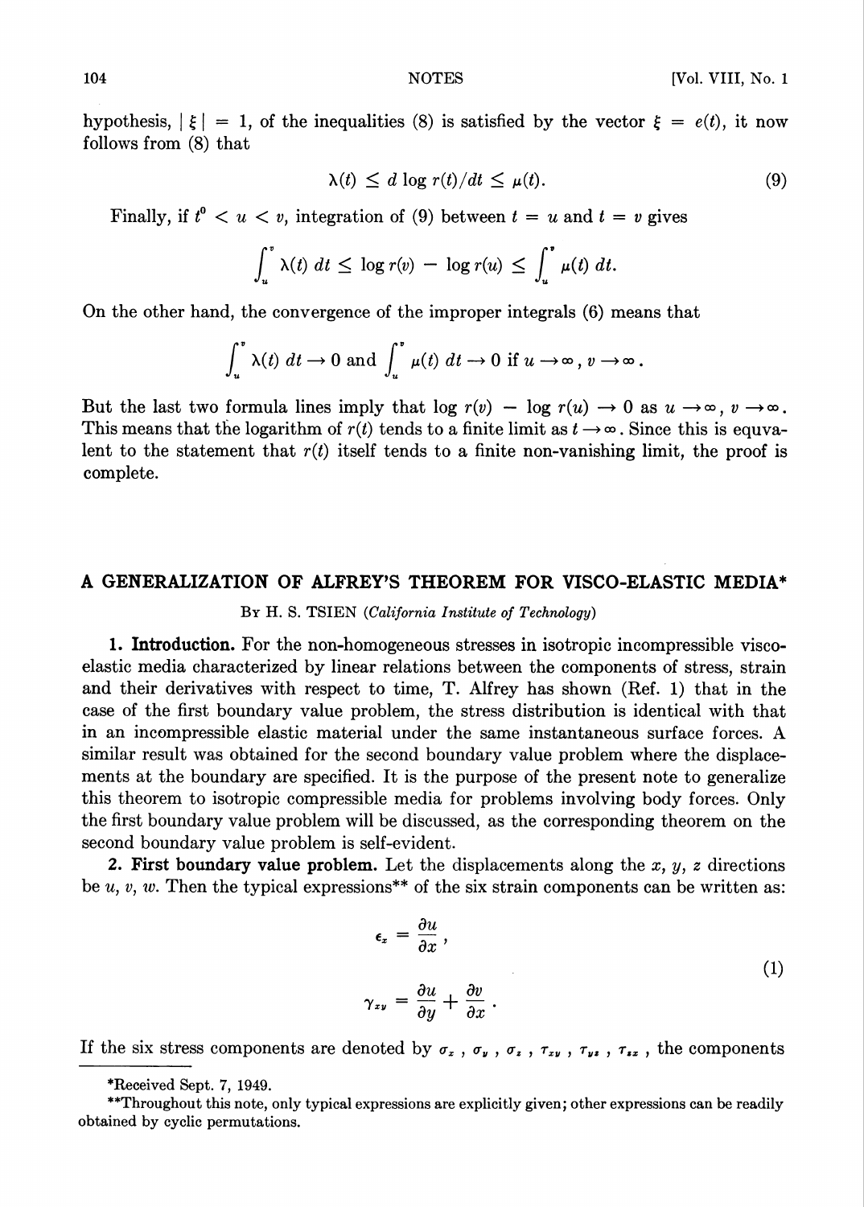hypothesis, $|\xi| = 1$, of the inequalities (8) is satisfied by the vector $\xi = e(t)$, it now follows from (8) that

$$\lambda(t) \leq d \log r(t)/dt \leq \mu(t). \tag{9}$$

Finally, if $t^0 < u < v$, integration of (9) between $t = u$ and $t = v$ gives

$$\int_u^v \lambda(t)\, dt \leq \log r(v) - \log r(u) \leq \int_u^v \mu(t)\, dt.$$

On the other hand, the convergence of the improper integrals (6) means that

$$\int_u^v \lambda(t)\, dt \to 0 \text{ and } \int_u^v \mu(t)\, dt \to 0 \text{ if } u \to \infty,\ v \to \infty.$$

But the last two formula lines imply that $\log r(v) - \log r(u) \to 0$ as $u \to \infty$, $v \to \infty$. This means that the logarithm of $r(t)$ tends to a finite limit as $t \to \infty$. Since this is equvalent to the statement that $r(t)$ itself tends to a finite non-vanishing limit, the proof is complete.

## A GENERALIZATION OF ALFREY'S THEOREM FOR VISCO-ELASTIC MEDIA*

By H. S. Tsien (*California Institute of Technology*)

**1. Introduction.** For the non-homogeneous stresses in isotropic incompressible visco-elastic media characterized by linear relations between the components of stress, strain and their derivatives with respect to time, T. Alfrey has shown (Ref. 1) that in the case of the first boundary value problem, the stress distribution is identical with that in an incompressible elastic material under the same instantaneous surface forces. A similar result was obtained for the second boundary value problem where the displacements at the boundary are specified. It is the purpose of the present note to generalize this theorem to isotropic compressible media for problems involving body forces. Only the first boundary value problem will be discussed, as the corresponding theorem on the second boundary value problem is self-evident.

**2. First boundary value problem.** Let the displacements along the $x$, $y$, $z$ directions be $u$, $v$, $w$. Then the typical expressions** of the six strain components can be written as:

$$\epsilon_x = \frac{\partial u}{\partial x},$$
$$\gamma_{xy} = \frac{\partial u}{\partial y} + \frac{\partial v}{\partial x}. \tag{1}$$

If the six stress components are denoted by $\sigma_x$, $\sigma_y$, $\sigma_z$, $\tau_{xy}$, $\tau_{yz}$, $\tau_{zx}$, the components

*Received Sept. 7, 1949.

**Throughout this note, only typical expressions are explicitly given; other expressions can be readily obtained by cyclic permutations.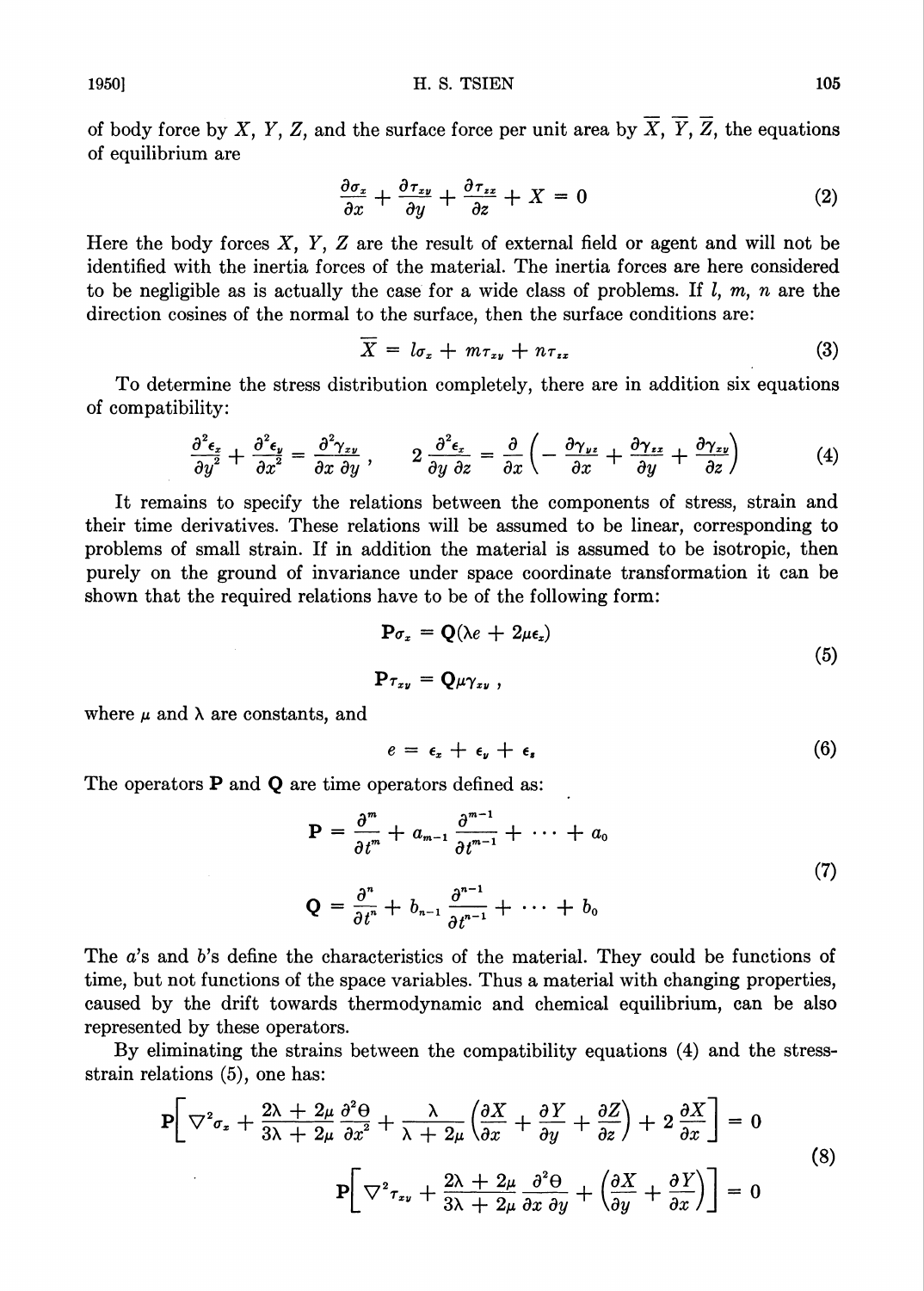of body force by $X$, $Y$, $Z$, and the surface force per unit area by $\overline{X}$, $\overline{Y}$, $\overline{Z}$, the equations of equilibrium are

$$\frac{\partial \sigma_x}{\partial x} + \frac{\partial \tau_{xy}}{\partial y} + \frac{\partial \tau_{zx}}{\partial z} + X = 0 \tag{2}$$

Here the body forces $X$, $Y$, $Z$ are the result of external field or agent and will not be identified with the inertia forces of the material. The inertia forces are here considered to be negligible as is actually the case for a wide class of problems. If $l$, $m$, $n$ are the direction cosines of the normal to the surface, then the surface conditions are:

$$\overline{X} = l\sigma_x + m\tau_{xy} + n\tau_{zx} \tag{3}$$

To determine the stress distribution completely, there are in addition six equations of compatibility:

$$\frac{\partial^2 \epsilon_x}{\partial y^2} + \frac{\partial^2 \epsilon_y}{\partial x^2} = \frac{\partial^2 \gamma_{xy}}{\partial x \, \partial y}, \qquad 2\frac{\partial^2 \epsilon_x}{\partial y \, \partial z} = \frac{\partial}{\partial x}\left( - \frac{\partial \gamma_{yz}}{\partial x} + \frac{\partial \gamma_{zx}}{\partial y} + \frac{\partial \gamma_{xy}}{\partial z} \right) \tag{4}$$

It remains to specify the relations between the components of stress, strain and their time derivatives. These relations will be assumed to be linear, corresponding to problems of small strain. If in addition the material is assumed to be isotropic, then purely on the ground of invariance under space coordinate transformation it can be shown that the required relations have to be of the following form:

$$\begin{aligned} \mathbf{P}\sigma_x &= \mathbf{Q}(\lambda e + 2\mu\epsilon_x) \\ \mathbf{P}\tau_{xy} &= \mathbf{Q}\mu\gamma_{xy}, \end{aligned} \tag{5}$$

where $\mu$ and $\lambda$ are constants, and

$$e = \epsilon_x + \epsilon_y + \epsilon_z \tag{6}$$

The operators $\mathbf{P}$ and $\mathbf{Q}$ are time operators defined as:

$$\begin{aligned} \mathbf{P} &= \frac{\partial^m}{\partial t^m} + a_{m-1}\frac{\partial^{m-1}}{\partial t^{m-1}} + \cdots + a_0 \\ \mathbf{Q} &= \frac{\partial^n}{\partial t^n} + b_{n-1}\frac{\partial^{n-1}}{\partial t^{n-1}} + \cdots + b_0 \end{aligned} \tag{7}$$

The $a$'s and $b$'s define the characteristics of the material. They could be functions of time, but not functions of the space variables. Thus a material with changing properties, caused by the drift towards thermodynamic and chemical equilibrium, can be also represented by these operators.

By eliminating the strains between the compatibility equations (4) and the stress-strain relations (5), one has:

$$\begin{aligned} \mathbf{P}\left[ \nabla^2 \sigma_x + \frac{2\lambda + 2\mu}{3\lambda + 2\mu}\frac{\partial^2 \Theta}{\partial x^2} + \frac{\lambda}{\lambda + 2\mu}\left( \frac{\partial X}{\partial x} + \frac{\partial Y}{\partial y} + \frac{\partial Z}{\partial z} \right) + 2\frac{\partial X}{\partial x} \right] &= 0 \\ \mathbf{P}\left[ \nabla^2 \tau_{xy} + \frac{2\lambda + 2\mu}{3\lambda + 2\mu}\frac{\partial^2 \Theta}{\partial x \, \partial y} + \left( \frac{\partial X}{\partial y} + \frac{\partial Y}{\partial x} \right) \right] &= 0 \end{aligned} \tag{8}$$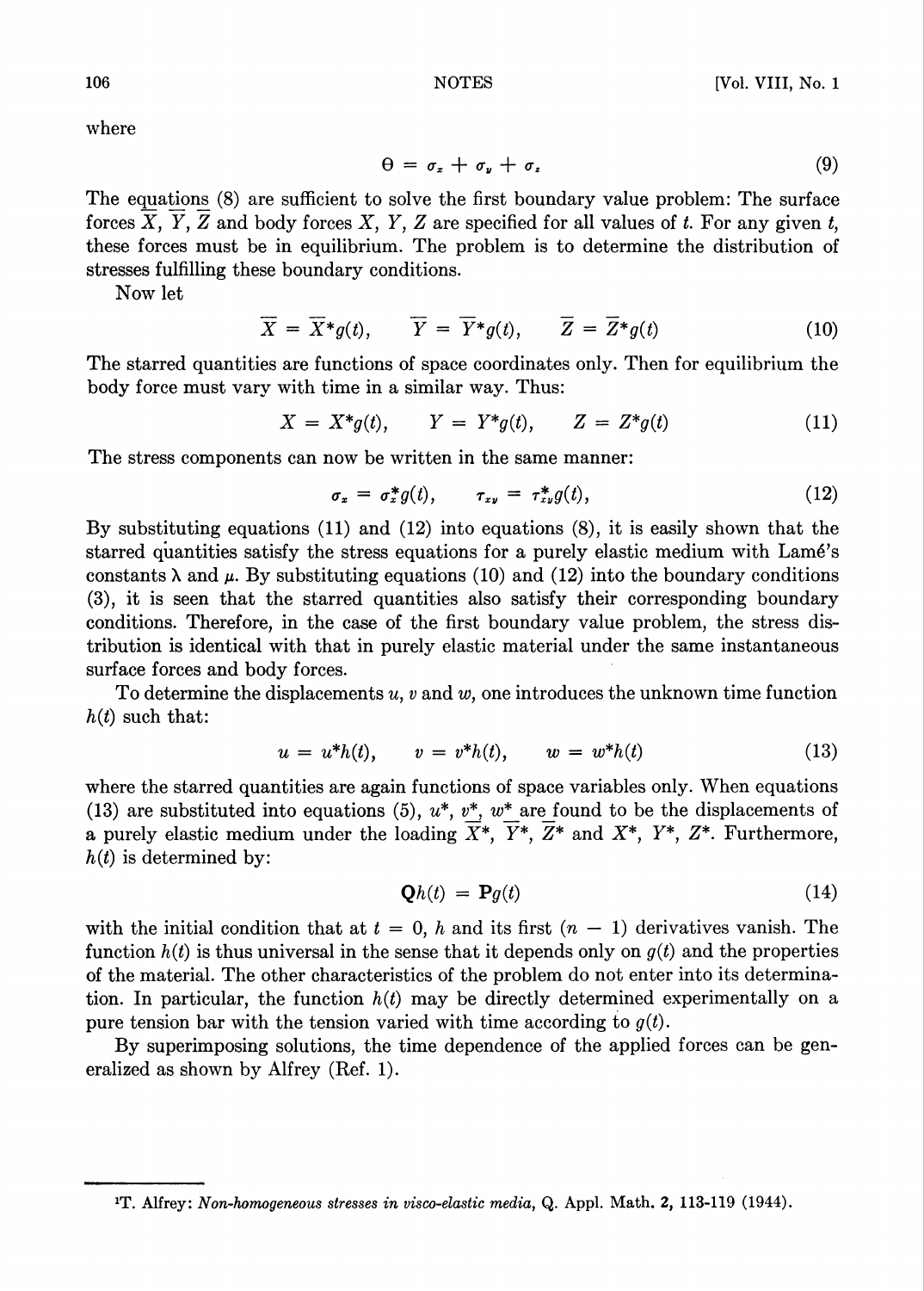where

$$\Theta = \sigma_x + \sigma_y + \sigma_z \tag{9}$$

The equations (8) are sufficient to solve the first boundary value problem: The surface forces $\overline{X}$, $\overline{Y}$, $\overline{Z}$ and body forces $X$, $Y$, $Z$ are specified for all values of $t$. For any given $t$, these forces must be in equilibrium. The problem is to determine the distribution of stresses fulfilling these boundary conditions.

Now let

$$\overline{X} = \overline{X}^* g(t), \qquad \overline{Y} = \overline{Y}^* g(t), \qquad \overline{Z} = \overline{Z}^* g(t) \tag{10}$$

The starred quantities are functions of space coordinates only. Then for equilibrium the body force must vary with time in a similar way. Thus:

$$X = X^* g(t), \qquad Y = Y^* g(t), \qquad Z = Z^* g(t) \tag{11}$$

The stress components can now be written in the same manner:

$$\sigma_x = \sigma_x^* g(t), \qquad \tau_{xy} = \tau_{xy}^* g(t), \tag{12}$$

By substituting equations (11) and (12) into equations (8), it is easily shown that the starred quantities satisfy the stress equations for a purely elastic medium with Lamé's constants $\lambda$ and $\mu$. By substituting equations (10) and (12) into the boundary conditions (3), it is seen that the starred quantities also satisfy their corresponding boundary conditions. Therefore, in the case of the first boundary value problem, the stress distribution is identical with that in purely elastic material under the same instantaneous surface forces and body forces.

To determine the displacements $u$, $v$ and $w$, one introduces the unknown time function $h(t)$ such that:

$$u = u^* h(t), \qquad v = v^* h(t), \qquad w = w^* h(t) \tag{13}$$

where the starred quantities are again functions of space variables only. When equations (13) are substituted into equations (5), $u^*$, $v^*$, $w^*$ are found to be the displacements of a purely elastic medium under the loading $\overline{X}^*$, $\overline{Y}^*$, $\overline{Z}^*$ and $X^*$, $Y^*$, $Z^*$. Furthermore, $h(t)$ is determined by:

$$\mathbf{Q} h(t) = \mathbf{P} g(t) \tag{14}$$

with the initial condition that at $t = 0$, $h$ and its first $(n - 1)$ derivatives vanish. The function $h(t)$ is thus universal in the sense that it depends only on $g(t)$ and the properties of the material. The other characteristics of the problem do not enter into its determination. In particular, the function $h(t)$ may be directly determined experimentally on a pure tension bar with the tension varied with time according to $g(t)$.

By superimposing solutions, the time dependence of the applied forces can be generalized as shown by Alfrey (Ref. 1).

---

[1] T. Alfrey: *Non-homogeneous stresses in visco-elastic media*, Q. Appl. Math. **2**, 113-119 (1944).